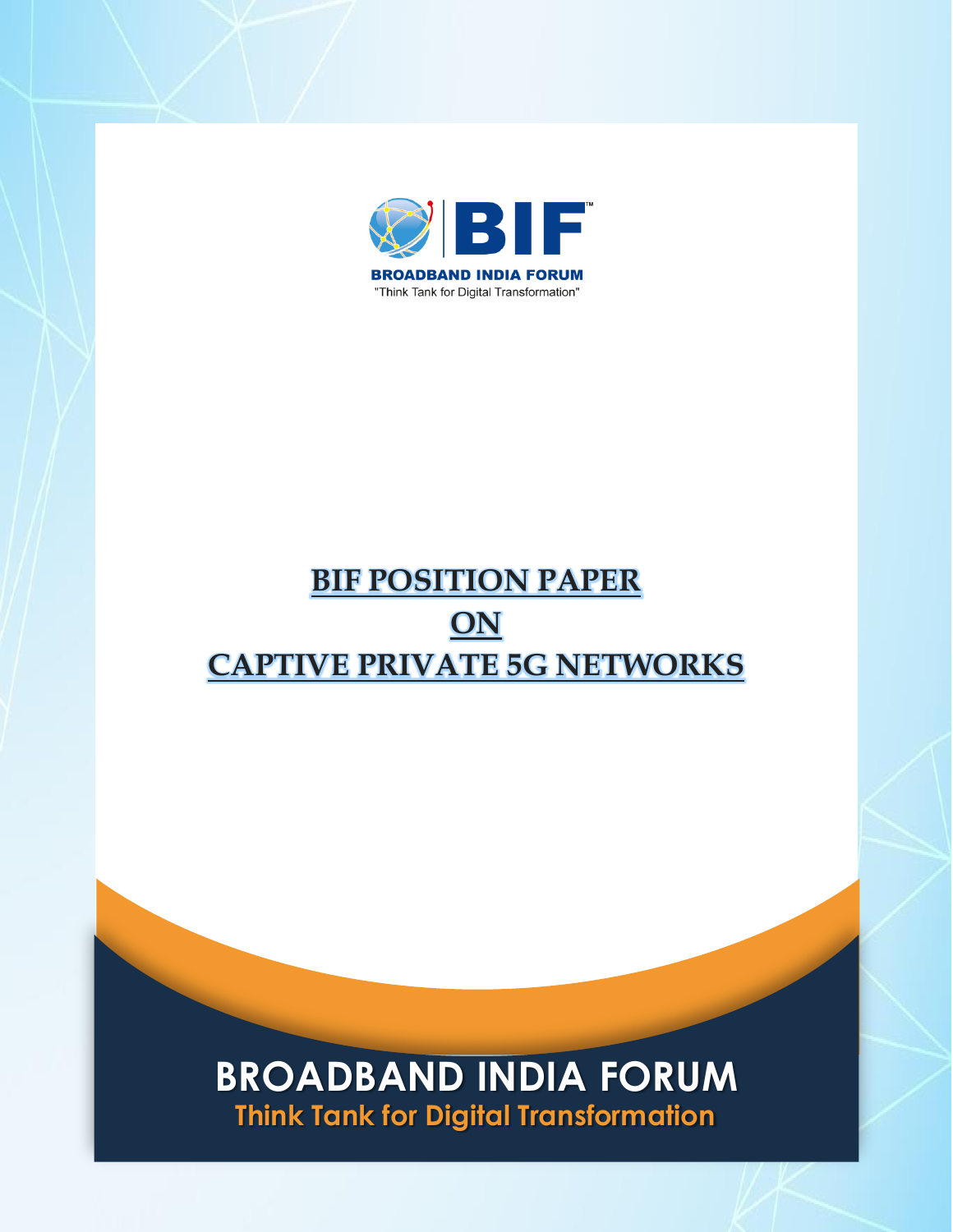BIF™

BROADBAND INDIA FORUM

"Think Tank for Digital Transformation"

# BIF POSITION PAPER ON CAPTIVE PRIVATE 5G NETWORKS

BROADBAND INDIA FORUM

Think Tank for Digital Transformation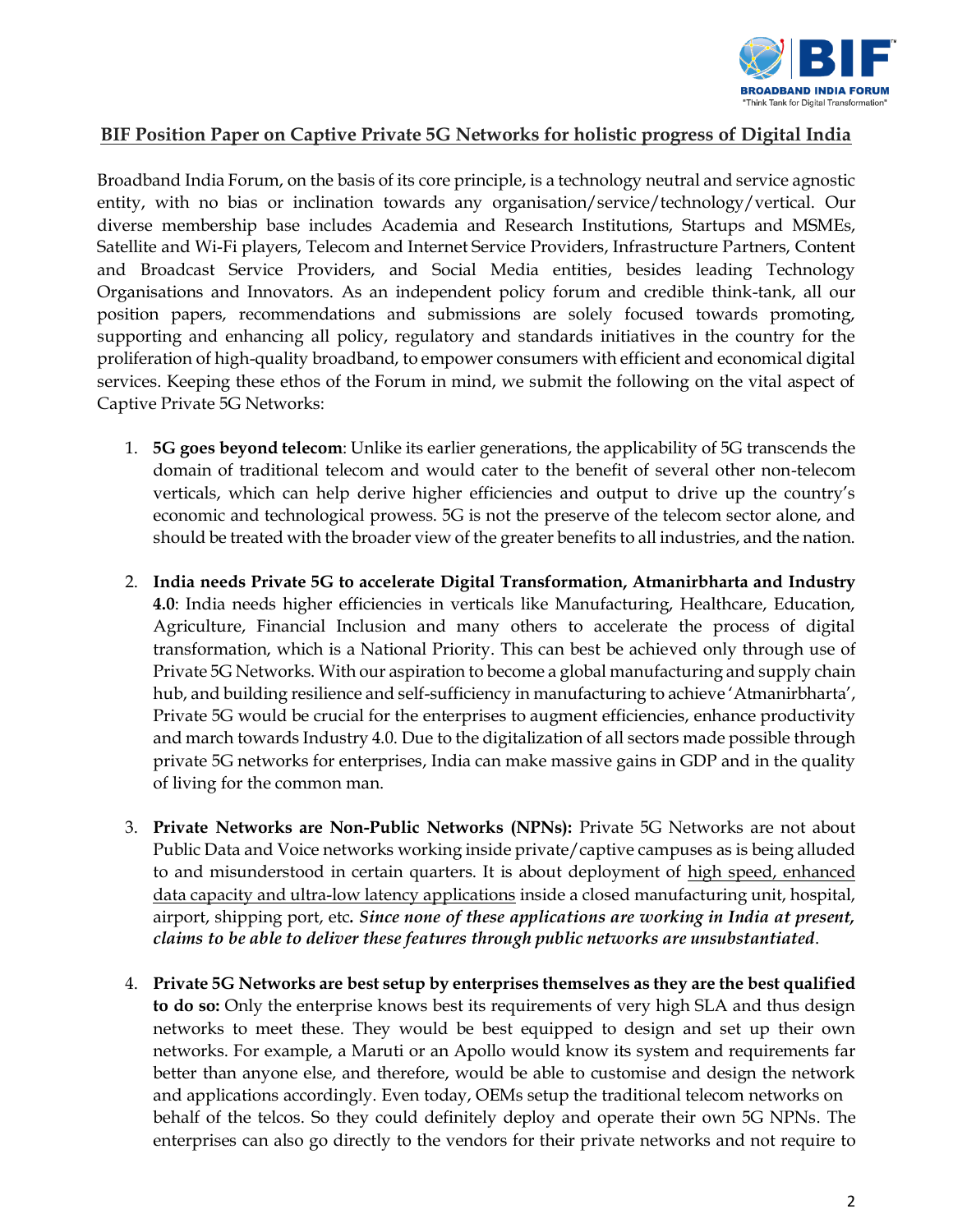**BIF Position Paper on Captive Private 5G Networks for holistic progress of Digital India**

Broadband India Forum, on the basis of its core principle, is a technology neutral and service agnostic entity, with no bias or inclination towards any organisation/service/technology/vertical. Our diverse membership base includes Academia and Research Institutions, Startups and MSMEs, Satellite and Wi-Fi players, Telecom and Internet Service Providers, Infrastructure Partners, Content and Broadcast Service Providers, and Social Media entities, besides leading Technology Organisations and Innovators. As an independent policy forum and credible think-tank, all our position papers, recommendations and submissions are solely focused towards promoting, supporting and enhancing all policy, regulatory and standards initiatives in the country for the proliferation of high-quality broadband, to empower consumers with efficient and economical digital services. Keeping these ethos of the Forum in mind, we submit the following on the vital aspect of Captive Private 5G Networks:

1. **5G goes beyond telecom**: Unlike its earlier generations, the applicability of 5G transcends the domain of traditional telecom and would cater to the benefit of several other non-telecom verticals, which can help derive higher efficiencies and output to drive up the country's economic and technological prowess. 5G is not the preserve of the telecom sector alone, and should be treated with the broader view of the greater benefits to all industries, and the nation.

2. **India needs Private 5G to accelerate Digital Transformation, Atmanirbharta and Industry 4.0**: India needs higher efficiencies in verticals like Manufacturing, Healthcare, Education, Agriculture, Financial Inclusion and many others to accelerate the process of digital transformation, which is a National Priority. This can best be achieved only through use of Private 5G Networks. With our aspiration to become a global manufacturing and supply chain hub, and building resilience and self-sufficiency in manufacturing to achieve 'Atmanirbharta', Private 5G would be crucial for the enterprises to augment efficiencies, enhance productivity and march towards Industry 4.0. Due to the digitalization of all sectors made possible through private 5G networks for enterprises, India can make massive gains in GDP and in the quality of living for the common man.

3. **Private Networks are Non-Public Networks (NPNs):** Private 5G Networks are not about Public Data and Voice networks working inside private/captive campuses as is being alluded to and misunderstood in certain quarters. It is about deployment of high speed, enhanced data capacity and ultra-low latency applications inside a closed manufacturing unit, hospital, airport, shipping port, etc. ***Since none of these applications are working in India at present, claims to be able to deliver these features through public networks are unsubstantiated***.

4. **Private 5G Networks are best setup by enterprises themselves as they are the best qualified to do so:** Only the enterprise knows best its requirements of very high SLA and thus design networks to meet these. They would be best equipped to design and set up their own networks. For example, a Maruti or an Apollo would know its system and requirements far better than anyone else, and therefore, would be able to customise and design the network and applications accordingly. Even today, OEMs setup the traditional telecom networks on behalf of the telcos. So they could definitely deploy and operate their own 5G NPNs. The enterprises can also go directly to the vendors for their private networks and not require to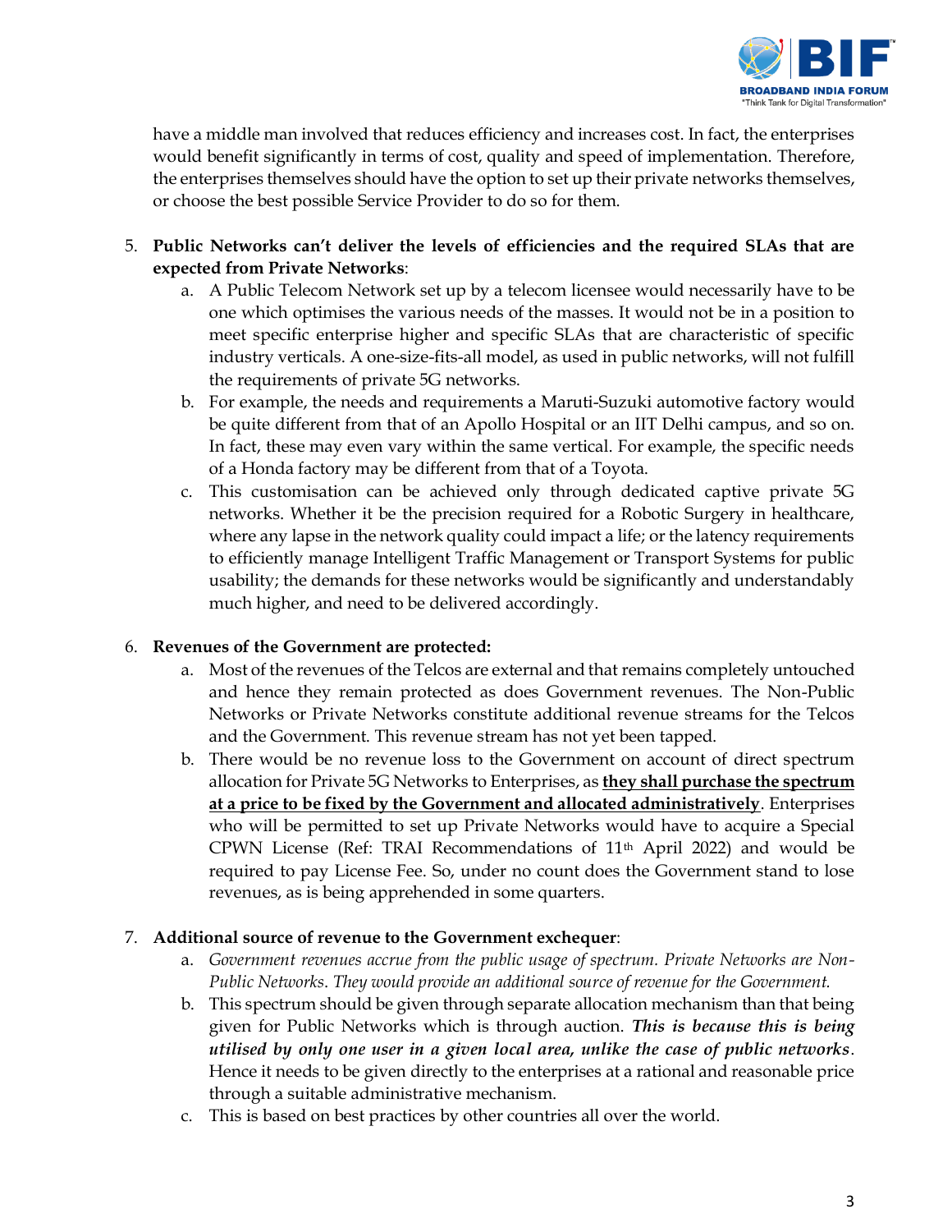have a middle man involved that reduces efficiency and increases cost. In fact, the enterprises would benefit significantly in terms of cost, quality and speed of implementation. Therefore, the enterprises themselves should have the option to set up their private networks themselves, or choose the best possible Service Provider to do so for them.

5. **Public Networks can't deliver the levels of efficiencies and the required SLAs that are expected from Private Networks**:
    a. A Public Telecom Network set up by a telecom licensee would necessarily have to be one which optimises the various needs of the masses. It would not be in a position to meet specific enterprise higher and specific SLAs that are characteristic of specific industry verticals. A one-size-fits-all model, as used in public networks, will not fulfill the requirements of private 5G networks.
    b. For example, the needs and requirements a Maruti-Suzuki automotive factory would be quite different from that of an Apollo Hospital or an IIT Delhi campus, and so on. In fact, these may even vary within the same vertical. For example, the specific needs of a Honda factory may be different from that of a Toyota.
    c. This customisation can be achieved only through dedicated captive private 5G networks. Whether it be the precision required for a Robotic Surgery in healthcare, where any lapse in the network quality could impact a life; or the latency requirements to efficiently manage Intelligent Traffic Management or Transport Systems for public usability; the demands for these networks would be significantly and understandably much higher, and need to be delivered accordingly.

6. **Revenues of the Government are protected:**
    a. Most of the revenues of the Telcos are external and that remains completely untouched and hence they remain protected as does Government revenues. The Non-Public Networks or Private Networks constitute additional revenue streams for the Telcos and the Government. This revenue stream has not yet been tapped.
    b. There would be no revenue loss to the Government on account of direct spectrum allocation for Private 5G Networks to Enterprises, as **<u>they shall purchase the spectrum at a price to be fixed by the Government and allocated administratively</u>**. Enterprises who will be permitted to set up Private Networks would have to acquire a Special CPWN License (Ref: TRAI Recommendations of 11th April 2022) and would be required to pay License Fee. So, under no count does the Government stand to lose revenues, as is being apprehended in some quarters.

7. **Additional source of revenue to the Government exchequer**:
    a. *Government revenues accrue from the public usage of spectrum. Private Networks are Non-Public Networks. They would provide an additional source of revenue for the Government.*
    b. This spectrum should be given through separate allocation mechanism than that being given for Public Networks which is through auction. ***This is because this is being utilised by only one user in a given local area, unlike the case of public networks***. Hence it needs to be given directly to the enterprises at a rational and reasonable price through a suitable administrative mechanism.
    c. This is based on best practices by other countries all over the world.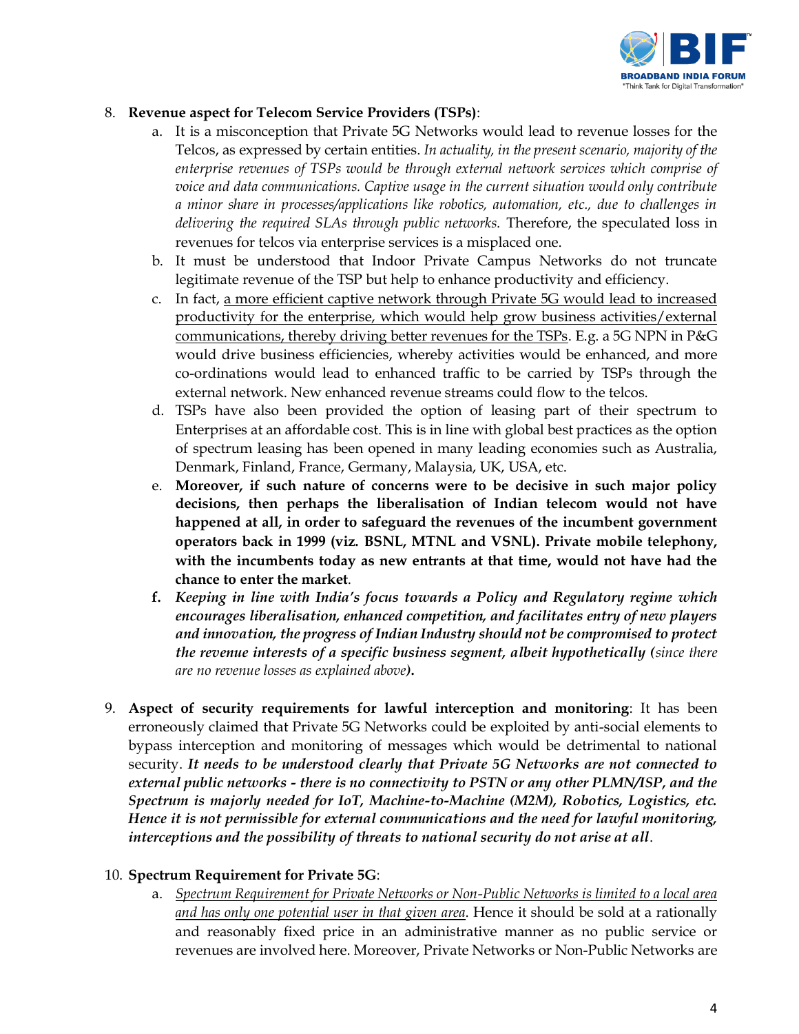8. **Revenue aspect for Telecom Service Providers (TSPs)**:
   a. It is a misconception that Private 5G Networks would lead to revenue losses for the Telcos, as expressed by certain entities. *In actuality, in the present scenario, majority of the enterprise revenues of TSPs would be through external network services which comprise of voice and data communications. Captive usage in the current situation would only contribute a minor share in processes/applications like robotics, automation, etc., due to challenges in delivering the required SLAs through public networks.* Therefore, the speculated loss in revenues for telcos via enterprise services is a misplaced one.
   b. It must be understood that Indoor Private Campus Networks do not truncate legitimate revenue of the TSP but help to enhance productivity and efficiency.
   c. In fact, <u>a more efficient captive network through Private 5G would lead to increased productivity for the enterprise, which would help grow business activities/external communications, thereby driving better revenues for the TSPs</u>. E.g. a 5G NPN in P&G would drive business efficiencies, whereby activities would be enhanced, and more co-ordinations would lead to enhanced traffic to be carried by TSPs through the external network. New enhanced revenue streams could flow to the telcos.
   d. TSPs have also been provided the option of leasing part of their spectrum to Enterprises at an affordable cost. This is in line with global best practices as the option of spectrum leasing has been opened in many leading economies such as Australia, Denmark, Finland, France, Germany, Malaysia, UK, USA, etc.
   e. **Moreover, if such nature of concerns were to be decisive in such major policy decisions, then perhaps the liberalisation of Indian telecom would not have happened at all, in order to safeguard the revenues of the incumbent government operators back in 1999 (viz. BSNL, MTNL and VSNL). Private mobile telephony, with the incumbents today as new entrants at that time, would not have had the chance to enter the market**.
   f. ***Keeping in line with India's focus towards a Policy and Regulatory regime which encourages liberalisation, enhanced competition, and facilitates entry of new players and innovation, the progress of Indian Industry should not be compromised to protect the revenue interests of a specific business segment, albeit hypothetically (**since there are no revenue losses as explained above**).***

9. **Aspect of security requirements for lawful interception and monitoring**: It has been erroneously claimed that Private 5G Networks could be exploited by anti-social elements to bypass interception and monitoring of messages which would be detrimental to national security. ***It needs to be understood clearly that Private 5G Networks are not connected to external public networks - there is no connectivity to PSTN or any other PLMN/ISP, and the Spectrum is majorly needed for IoT, Machine-to-Machine (M2M), Robotics, Logistics, etc. Hence it is not permissible for external communications and the need for lawful monitoring, interceptions and the possibility of threats to national security do not arise at all***.

10. **Spectrum Requirement for Private 5G**:
    a. <u>*Spectrum Requirement for Private Networks or Non-Public Networks is limited to a local area and has only one potential user in that given area*</u>. Hence it should be sold at a rationally and reasonably fixed price in an administrative manner as no public service or revenues are involved here. Moreover, Private Networks or Non-Public Networks are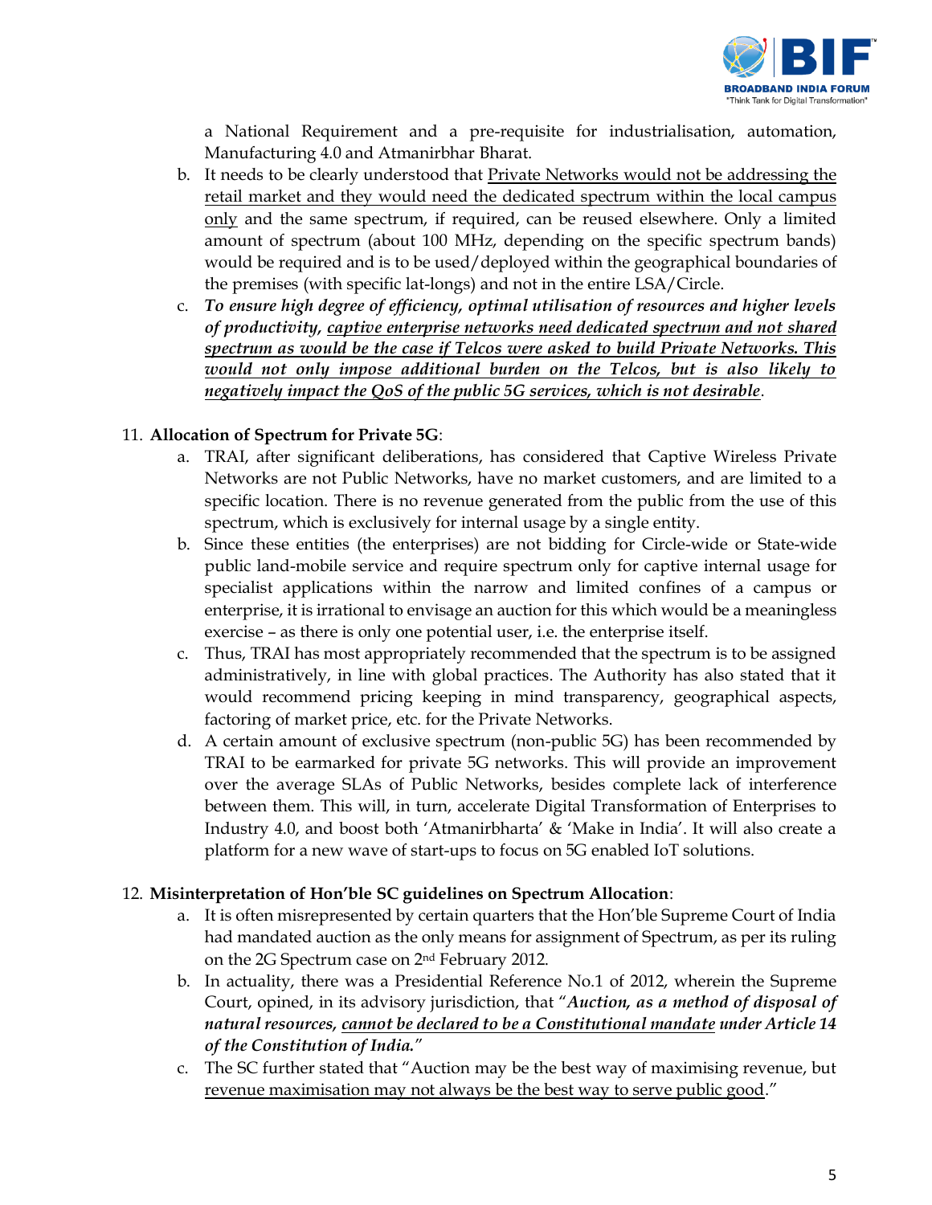a National Requirement and a pre-requisite for industrialisation, automation, Manufacturing 4.0 and Atmanirbhar Bharat.

b. It needs to be clearly understood that Private Networks would not be addressing the retail market and they would need the dedicated spectrum within the local campus only and the same spectrum, if required, can be reused elsewhere. Only a limited amount of spectrum (about 100 MHz, depending on the specific spectrum bands) would be required and is to be used/deployed within the geographical boundaries of the premises (with specific lat-longs) and not in the entire LSA/Circle.

c. ***To ensure high degree of efficiency, optimal utilisation of resources and higher levels of productivity, captive enterprise networks need dedicated spectrum and not shared spectrum as would be the case if Telcos were asked to build Private Networks. This would not only impose additional burden on the Telcos, but is also likely to negatively impact the QoS of the public 5G services, which is not desirable***.

11. **Allocation of Spectrum for Private 5G**:

a. TRAI, after significant deliberations, has considered that Captive Wireless Private Networks are not Public Networks, have no market customers, and are limited to a specific location. There is no revenue generated from the public from the use of this spectrum, which is exclusively for internal usage by a single entity.

b. Since these entities (the enterprises) are not bidding for Circle-wide or State-wide public land-mobile service and require spectrum only for captive internal usage for specialist applications within the narrow and limited confines of a campus or enterprise, it is irrational to envisage an auction for this which would be a meaningless exercise – as there is only one potential user, i.e. the enterprise itself.

c. Thus, TRAI has most appropriately recommended that the spectrum is to be assigned administratively, in line with global practices. The Authority has also stated that it would recommend pricing keeping in mind transparency, geographical aspects, factoring of market price, etc. for the Private Networks.

d. A certain amount of exclusive spectrum (non-public 5G) has been recommended by TRAI to be earmarked for private 5G networks. This will provide an improvement over the average SLAs of Public Networks, besides complete lack of interference between them. This will, in turn, accelerate Digital Transformation of Enterprises to Industry 4.0, and boost both 'Atmanirbharta' & 'Make in India'. It will also create a platform for a new wave of start-ups to focus on 5G enabled IoT solutions.

12. **Misinterpretation of Hon'ble SC guidelines on Spectrum Allocation**:

a. It is often misrepresented by certain quarters that the Hon'ble Supreme Court of India had mandated auction as the only means for assignment of Spectrum, as per its ruling on the 2G Spectrum case on 2nd February 2012.

b. In actuality, there was a Presidential Reference No.1 of 2012, wherein the Supreme Court, opined, in its advisory jurisdiction, that "***Auction, as a method of disposal of natural resources, cannot be declared to be a Constitutional mandate under Article 14 of the Constitution of India.***"

c. The SC further stated that "Auction may be the best way of maximising revenue, but revenue maximisation may not always be the best way to serve public good."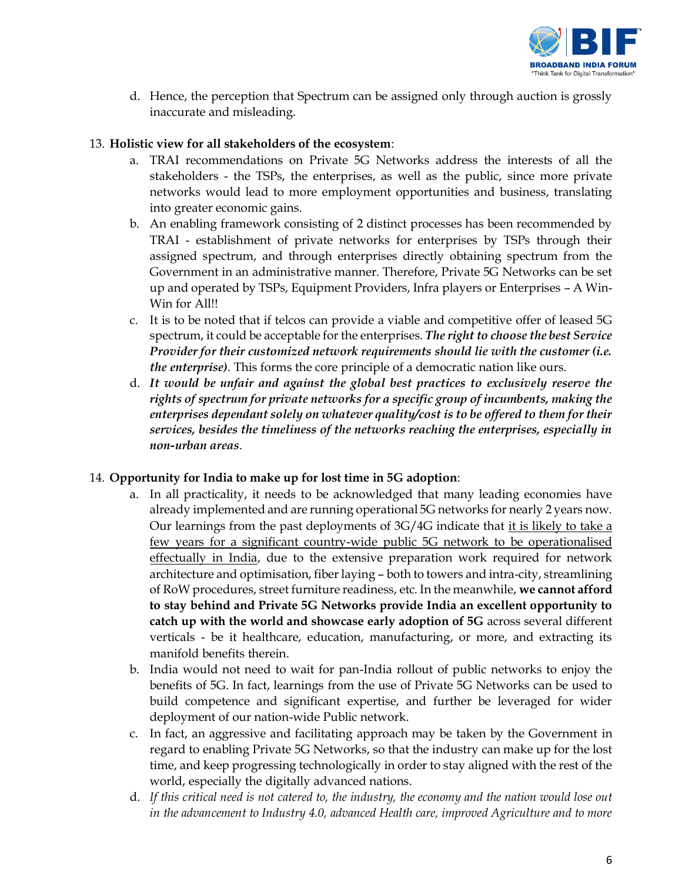d. Hence, the perception that Spectrum can be assigned only through auction is grossly inaccurate and misleading.

13. **Holistic view for all stakeholders of the ecosystem**:
    a. TRAI recommendations on Private 5G Networks address the interests of all the stakeholders - the TSPs, the enterprises, as well as the public, since more private networks would lead to more employment opportunities and business, translating into greater economic gains.
    b. An enabling framework consisting of 2 distinct processes has been recommended by TRAI - establishment of private networks for enterprises by TSPs through their assigned spectrum, and through enterprises directly obtaining spectrum from the Government in an administrative manner. Therefore, Private 5G Networks can be set up and operated by TSPs, Equipment Providers, Infra players or Enterprises – A Win-Win for All!!
    c. It is to be noted that if telcos can provide a viable and competitive offer of leased 5G spectrum, it could be acceptable for the enterprises. ***The right to choose the best Service Provider for their customized network requirements should lie with the customer (i.e. the enterprise)***. This forms the core principle of a democratic nation like ours.
    d. ***It would be unfair and against the global best practices to exclusively reserve the rights of spectrum for private networks for a specific group of incumbents, making the enterprises dependant solely on whatever quality/cost is to be offered to them for their services, besides the timeliness of the networks reaching the enterprises, especially in non-urban areas***.

14. **Opportunity for India to make up for lost time in 5G adoption**:
    a. In all practicality, it needs to be acknowledged that many leading economies have already implemented and are running operational 5G networks for nearly 2 years now. Our learnings from the past deployments of 3G/4G indicate that <u>it is likely to take a few years for a significant country-wide public 5G network to be operationalised effectually in India</u>, due to the extensive preparation work required for network architecture and optimisation, fiber laying – both to towers and intra-city, streamlining of RoW procedures, street furniture readiness, etc. In the meanwhile, **we cannot afford to stay behind and Private 5G Networks provide India an excellent opportunity to catch up with the world and showcase early adoption of 5G** across several different verticals - be it healthcare, education, manufacturing, or more, and extracting its manifold benefits therein.
    b. India would not need to wait for pan-India rollout of public networks to enjoy the benefits of 5G. In fact, learnings from the use of Private 5G Networks can be used to build competence and significant expertise, and further be leveraged for wider deployment of our nation-wide Public network.
    c. In fact, an aggressive and facilitating approach may be taken by the Government in regard to enabling Private 5G Networks, so that the industry can make up for the lost time, and keep progressing technologically in order to stay aligned with the rest of the world, especially the digitally advanced nations.
    d. *If this critical need is not catered to, the industry, the economy and the nation would lose out in the advancement to Industry 4.0, advanced Health care, improved Agriculture and to more*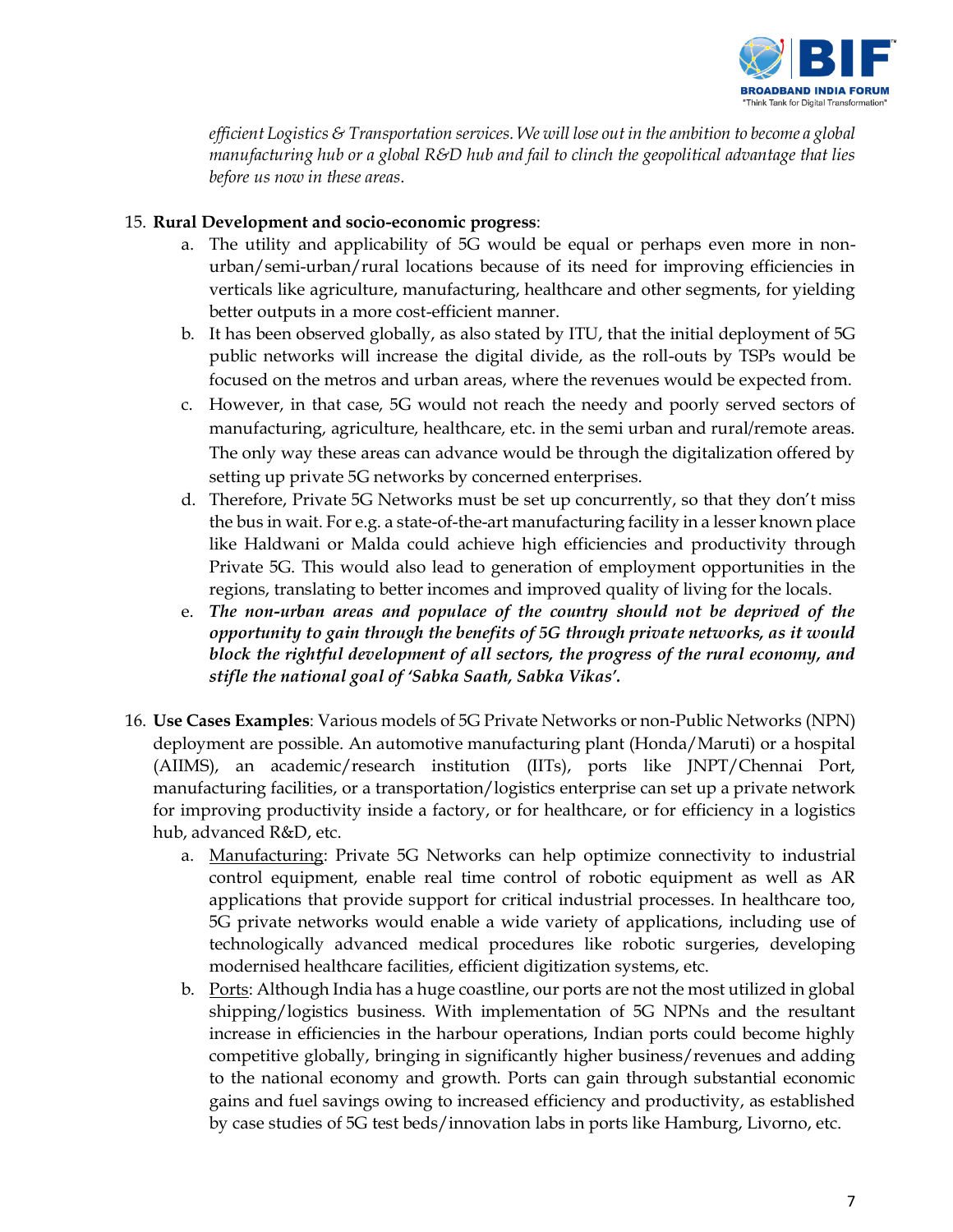*efficient Logistics & Transportation services. We will lose out in the ambition to become a global manufacturing hub or a global R&D hub and fail to clinch the geopolitical advantage that lies before us now in these areas.*

15. **Rural Development and socio-economic progress**:
    a. The utility and applicability of 5G would be equal or perhaps even more in non-urban/semi-urban/rural locations because of its need for improving efficiencies in verticals like agriculture, manufacturing, healthcare and other segments, for yielding better outputs in a more cost-efficient manner.
    b. It has been observed globally, as also stated by ITU, that the initial deployment of 5G public networks will increase the digital divide, as the roll-outs by TSPs would be focused on the metros and urban areas, where the revenues would be expected from.
    c. However, in that case, 5G would not reach the needy and poorly served sectors of manufacturing, agriculture, healthcare, etc. in the semi urban and rural/remote areas. The only way these areas can advance would be through the digitalization offered by setting up private 5G networks by concerned enterprises.
    d. Therefore, Private 5G Networks must be set up concurrently, so that they don't miss the bus in wait. For e.g. a state-of-the-art manufacturing facility in a lesser known place like Haldwani or Malda could achieve high efficiencies and productivity through Private 5G. This would also lead to generation of employment opportunities in the regions, translating to better incomes and improved quality of living for the locals.
    e. ***The non-urban areas and populace of the country should not be deprived of the opportunity to gain through the benefits of 5G through private networks, as it would block the rightful development of all sectors, the progress of the rural economy, and stifle the national goal of 'Sabka Saath, Sabka Vikas'.***

16. **Use Cases Examples**: Various models of 5G Private Networks or non-Public Networks (NPN) deployment are possible. An automotive manufacturing plant (Honda/Maruti) or a hospital (AIIMS), an academic/research institution (IITs), ports like JNPT/Chennai Port, manufacturing facilities, or a transportation/logistics enterprise can set up a private network for improving productivity inside a factory, or for healthcare, or for efficiency in a logistics hub, advanced R&D, etc.
    a. <u>Manufacturing</u>: Private 5G Networks can help optimize connectivity to industrial control equipment, enable real time control of robotic equipment as well as AR applications that provide support for critical industrial processes. In healthcare too, 5G private networks would enable a wide variety of applications, including use of technologically advanced medical procedures like robotic surgeries, developing modernised healthcare facilities, efficient digitization systems, etc.
    b. <u>Ports</u>: Although India has a huge coastline, our ports are not the most utilized in global shipping/logistics business. With implementation of 5G NPNs and the resultant increase in efficiencies in the harbour operations, Indian ports could become highly competitive globally, bringing in significantly higher business/revenues and adding to the national economy and growth. Ports can gain through substantial economic gains and fuel savings owing to increased efficiency and productivity, as established by case studies of 5G test beds/innovation labs in ports like Hamburg, Livorno, etc.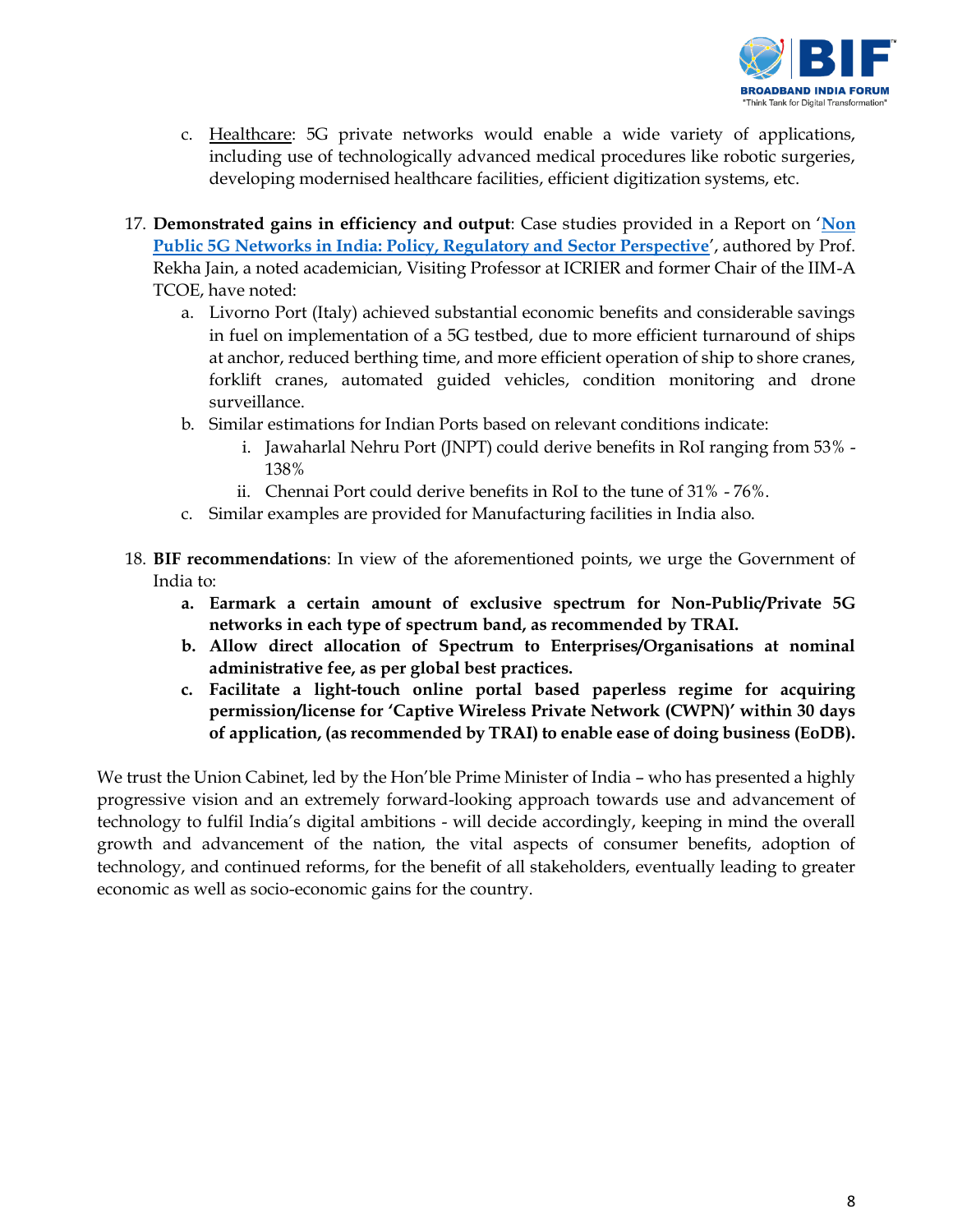c. Healthcare: 5G private networks would enable a wide variety of applications, including use of technologically advanced medical procedures like robotic surgeries, developing modernised healthcare facilities, efficient digitization systems, etc.

17. **Demonstrated gains in efficiency and output**: Case studies provided in a Report on '**Non Public 5G Networks in India: Policy, Regulatory and Sector Perspective**', authored by Prof. Rekha Jain, a noted academician, Visiting Professor at ICRIER and former Chair of the IIM-A TCOE, have noted:
    a. Livorno Port (Italy) achieved substantial economic benefits and considerable savings in fuel on implementation of a 5G testbed, due to more efficient turnaround of ships at anchor, reduced berthing time, and more efficient operation of ship to shore cranes, forklift cranes, automated guided vehicles, condition monitoring and drone surveillance.
    b. Similar estimations for Indian Ports based on relevant conditions indicate:
        i. Jawaharlal Nehru Port (JNPT) could derive benefits in RoI ranging from 53% - 138%
        ii. Chennai Port could derive benefits in RoI to the tune of 31% - 76%.
    c. Similar examples are provided for Manufacturing facilities in India also.

18. **BIF recommendations**: In view of the aforementioned points, we urge the Government of India to:
    a. **Earmark a certain amount of exclusive spectrum for Non-Public/Private 5G networks in each type of spectrum band, as recommended by TRAI.**
    b. **Allow direct allocation of Spectrum to Enterprises/Organisations at nominal administrative fee, as per global best practices.**
    c. **Facilitate a light-touch online portal based paperless regime for acquiring permission/license for 'Captive Wireless Private Network (CWPN)' within 30 days of application, (as recommended by TRAI) to enable ease of doing business (EoDB).**

We trust the Union Cabinet, led by the Hon'ble Prime Minister of India – who has presented a highly progressive vision and an extremely forward-looking approach towards use and advancement of technology to fulfil India's digital ambitions - will decide accordingly, keeping in mind the overall growth and advancement of the nation, the vital aspects of consumer benefits, adoption of technology, and continued reforms, for the benefit of all stakeholders, eventually leading to greater economic as well as socio-economic gains for the country.